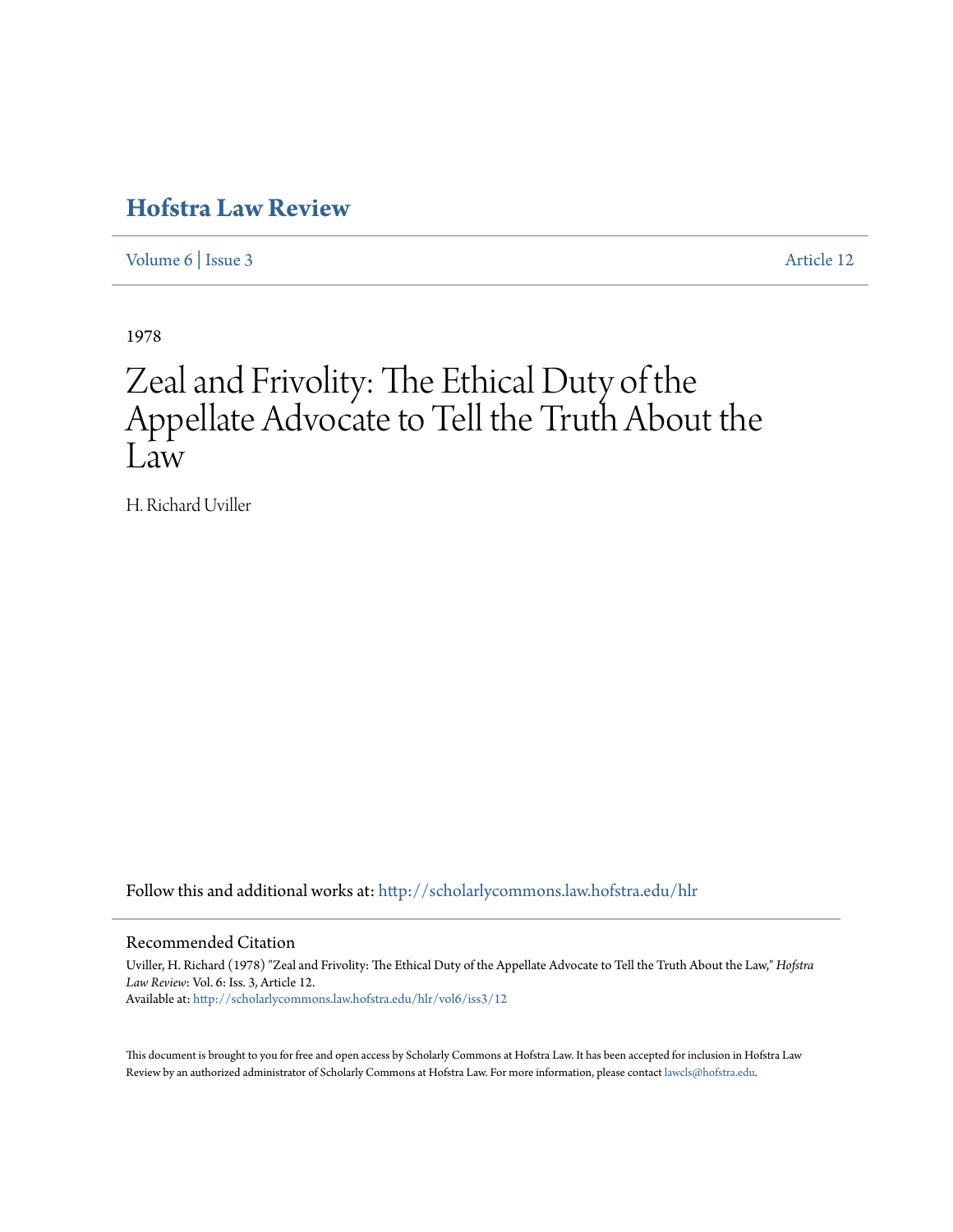# Hofstra Law Review

Volume 6 | Issue 3 Article 12

1978

# Zeal and Frivolity: The Ethical Duty of the Appellate Advocate to Tell the Truth About the Law

H. Richard Uviller

Follow this and additional works at: http://scholarlycommons.law.hofstra.edu/hlr

## Recommended Citation

Uviller, H. Richard (1978) "Zeal and Frivolity: The Ethical Duty of the Appellate Advocate to Tell the Truth About the Law," *Hofstra Law Review*: Vol. 6: Iss. 3, Article 12.
Available at: http://scholarlycommons.law.hofstra.edu/hlr/vol6/iss3/12

This document is brought to you for free and open access by Scholarly Commons at Hofstra Law. It has been accepted for inclusion in Hofstra Law Review by an authorized administrator of Scholarly Commons at Hofstra Law. For more information, please contact lawcls@hofstra.edu.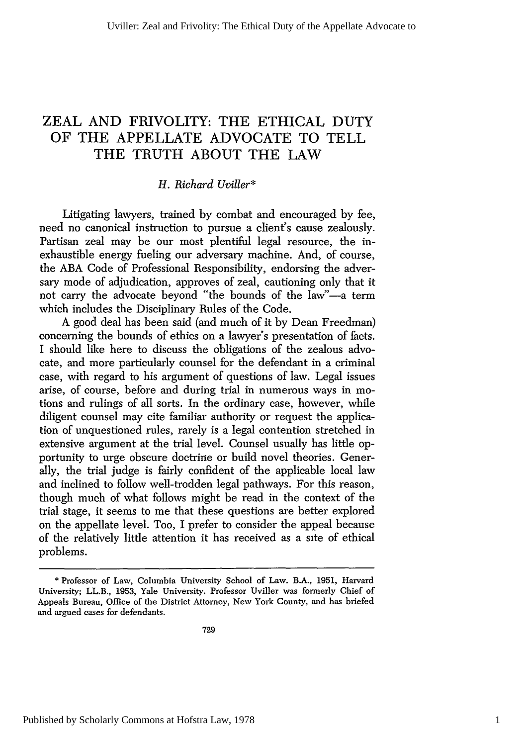# ZEAL AND FRIVOLITY: THE ETHICAL DUTY OF THE APPELLATE ADVOCATE TO TELL THE TRUTH ABOUT THE LAW

*H. Richard Uviller\**

Litigating lawyers, trained by combat and encouraged by fee, need no canonical instruction to pursue a client's cause zealously. Partisan zeal may be our most plentiful legal resource, the inexhaustible energy fueling our adversary machine. And, of course, the ABA Code of Professional Responsibility, endorsing the adversary mode of adjudication, approves of zeal, cautioning only that it not carry the advocate beyond "the bounds of the law"—a term which includes the Disciplinary Rules of the Code.

A good deal has been said (and much of it by Dean Freedman) concerning the bounds of ethics on a lawyer's presentation of facts. I should like here to discuss the obligations of the zealous advocate, and more particularly counsel for the defendant in a criminal case, with regard to his argument of questions of law. Legal issues arise, of course, before and during trial in numerous ways in motions and rulings of all sorts. In the ordinary case, however, while diligent counsel may cite familiar authority or request the application of unquestioned rules, rarely is a legal contention stretched in extensive argument at the trial level. Counsel usually has little opportunity to urge obscure doctrine or build novel theories. Generally, the trial judge is fairly confident of the applicable local law and inclined to follow well-trodden legal pathways. For this reason, though much of what follows might be read in the context of the trial stage, it seems to me that these questions are better explored on the appellate level. Too, I prefer to consider the appeal because of the relatively little attention it has received as a site of ethical problems.

---

\* Professor of Law, Columbia University School of Law. B.A., 1951, Harvard University; LL.B., 1953, Yale University. Professor Uviller was formerly Chief of Appeals Bureau, Office of the District Attorney, New York County, and has briefed and argued cases for defendants.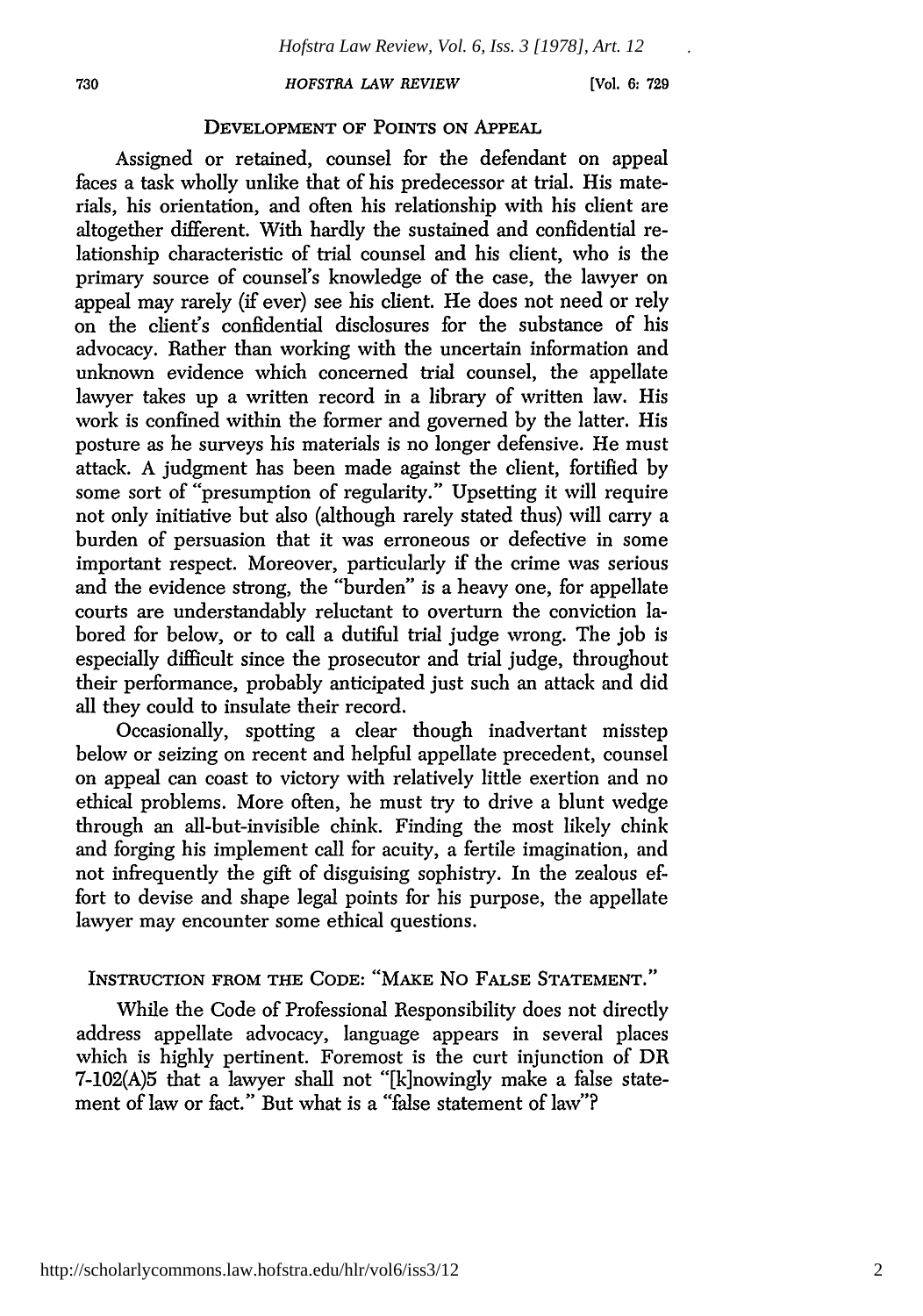## DEVELOPMENT OF POINTS ON APPEAL

Assigned or retained, counsel for the defendant on appeal faces a task wholly unlike that of his predecessor at trial. His materials, his orientation, and often his relationship with his client are altogether different. With hardly the sustained and confidential relationship characteristic of trial counsel and his client, who is the primary source of counsel's knowledge of the case, the lawyer on appeal may rarely (if ever) see his client. He does not need or rely on the client's confidential disclosures for the substance of his advocacy. Rather than working with the uncertain information and unknown evidence which concerned trial counsel, the appellate lawyer takes up a written record in a library of written law. His work is confined within the former and governed by the latter. His posture as he surveys his materials is no longer defensive. He must attack. A judgment has been made against the client, fortified by some sort of "presumption of regularity." Upsetting it will require not only initiative but also (although rarely stated thus) will carry a burden of persuasion that it was erroneous or defective in some important respect. Moreover, particularly if the crime was serious and the evidence strong, the "burden" is a heavy one, for appellate courts are understandably reluctant to overturn the conviction labored for below, or to call a dutiful trial judge wrong. The job is especially difficult since the prosecutor and trial judge, throughout their performance, probably anticipated just such an attack and did all they could to insulate their record.

Occasionally, spotting a clear though inadvertant misstep below or seizing on recent and helpful appellate precedent, counsel on appeal can coast to victory with relatively little exertion and no ethical problems. More often, he must try to drive a blunt wedge through an all-but-invisible chink. Finding the most likely chink and forging his implement call for acuity, a fertile imagination, and not infrequently the gift of disguising sophistry. In the zealous effort to devise and shape legal points for his purpose, the appellate lawyer may encounter some ethical questions.

## INSTRUCTION FROM THE CODE: "MAKE NO FALSE STATEMENT."

While the Code of Professional Responsibility does not directly address appellate advocacy, language appears in several places which is highly pertinent. Foremost is the curt injunction of DR 7-102(A)5 that a lawyer shall not "[k]nowingly make a false statement of law or fact." But what is a "false statement of law"?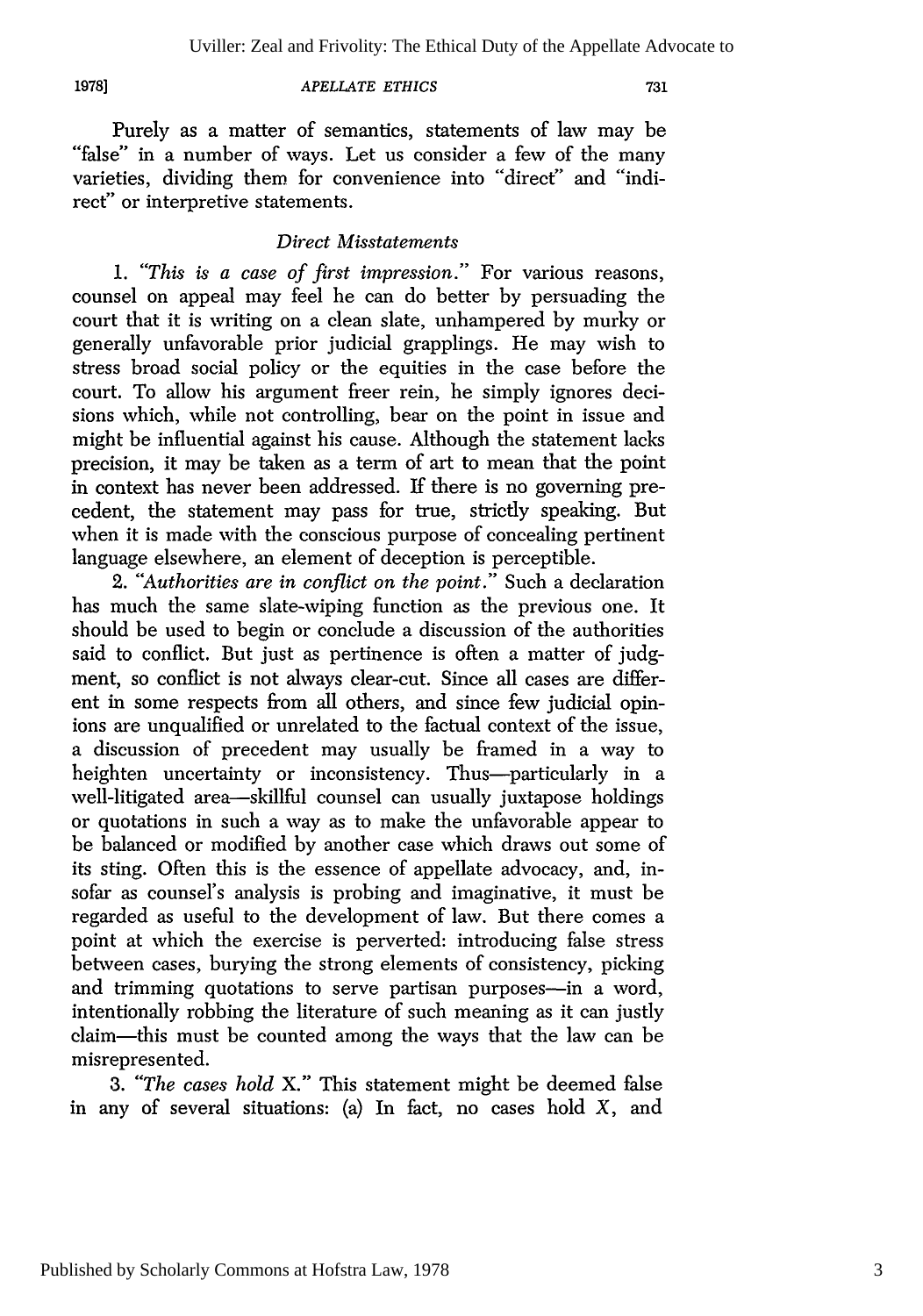Purely as a matter of semantics, statements of law may be "false" in a number of ways. Let us consider a few of the many varieties, dividing them for convenience into "direct" and "indirect" or interpretive statements.

### *Direct Misstatements*

1. *"This is a case of first impression."* For various reasons, counsel on appeal may feel he can do better by persuading the court that it is writing on a clean slate, unhampered by murky or generally unfavorable prior judicial grapplings. He may wish to stress broad social policy or the equities in the case before the court. To allow his argument freer rein, he simply ignores decisions which, while not controlling, bear on the point in issue and might be influential against his cause. Although the statement lacks precision, it may be taken as a term of art to mean that the point in context has never been addressed. If there is no governing precedent, the statement may pass for true, strictly speaking. But when it is made with the conscious purpose of concealing pertinent language elsewhere, an element of deception is perceptible.

2. *"Authorities are in conflict on the point."* Such a declaration has much the same slate-wiping function as the previous one. It should be used to begin or conclude a discussion of the authorities said to conflict. But just as pertinence is often a matter of judgment, so conflict is not always clear-cut. Since all cases are different in some respects from all others, and since few judicial opinions are unqualified or unrelated to the factual context of the issue, a discussion of precedent may usually be framed in a way to heighten uncertainty or inconsistency. Thus—particularly in a well-litigated area—skillful counsel can usually juxtapose holdings or quotations in such a way as to make the unfavorable appear to be balanced or modified by another case which draws out some of its sting. Often this is the essence of appellate advocacy, and, insofar as counsel's analysis is probing and imaginative, it must be regarded as useful to the development of law. But there comes a point at which the exercise is perverted: introducing false stress between cases, burying the strong elements of consistency, picking and trimming quotations to serve partisan purposes—in a word, intentionally robbing the literature of such meaning as it can justly claim—this must be counted among the ways that the law can be misrepresented.

3. *"The cases hold* X." This statement might be deemed false in any of several situations: (a) In fact, no cases hold *X*, and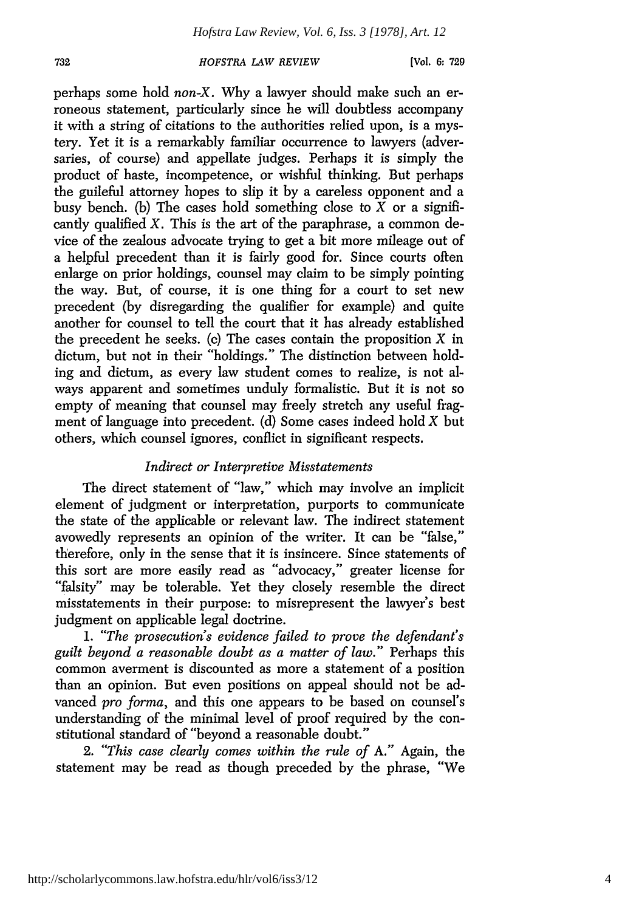perhaps some hold *non-X*. Why a lawyer should make such an erroneous statement, particularly since he will doubtless accompany it with a string of citations to the authorities relied upon, is a mystery. Yet it is a remarkably familiar occurrence to lawyers (adversaries, of course) and appellate judges. Perhaps it is simply the product of haste, incompetence, or wishful thinking. But perhaps the guileful attorney hopes to slip it by a careless opponent and a busy bench. (b) The cases hold something close to *X* or a significantly qualified *X*. This is the art of the paraphrase, a common device of the zealous advocate trying to get a bit more mileage out of a helpful precedent than it is fairly good for. Since courts often enlarge on prior holdings, counsel may claim to be simply pointing the way. But, of course, it is one thing for a court to set new precedent (by disregarding the qualifier for example) and quite another for counsel to tell the court that it has already established the precedent he seeks. (c) The cases contain the proposition *X* in dictum, but not in their "holdings." The distinction between holding and dictum, as every law student comes to realize, is not always apparent and sometimes unduly formalistic. But it is not so empty of meaning that counsel may freely stretch any useful fragment of language into precedent. (d) Some cases indeed hold *X* but others, which counsel ignores, conflict in significant respects.

### *Indirect or Interpretive Misstatements*

The direct statement of "law," which may involve an implicit element of judgment or interpretation, purports to communicate the state of the applicable or relevant law. The indirect statement avowedly represents an opinion of the writer. It can be "false," therefore, only in the sense that it is insincere. Since statements of this sort are more easily read as "advocacy," greater license for "falsity" may be tolerable. Yet they closely resemble the direct misstatements in their purpose: to misrepresent the lawyer's best judgment on applicable legal doctrine.

1. *"The prosecution's evidence failed to prove the defendant's guilt beyond a reasonable doubt as a matter of law."* Perhaps this common averment is discounted as more a statement of a position than an opinion. But even positions on appeal should not be advanced *pro forma*, and this one appears to be based on counsel's understanding of the minimal level of proof required by the constitutional standard of "beyond a reasonable doubt."

2. *"This case clearly comes within the rule of* A." Again, the statement may be read as though preceded by the phrase, "We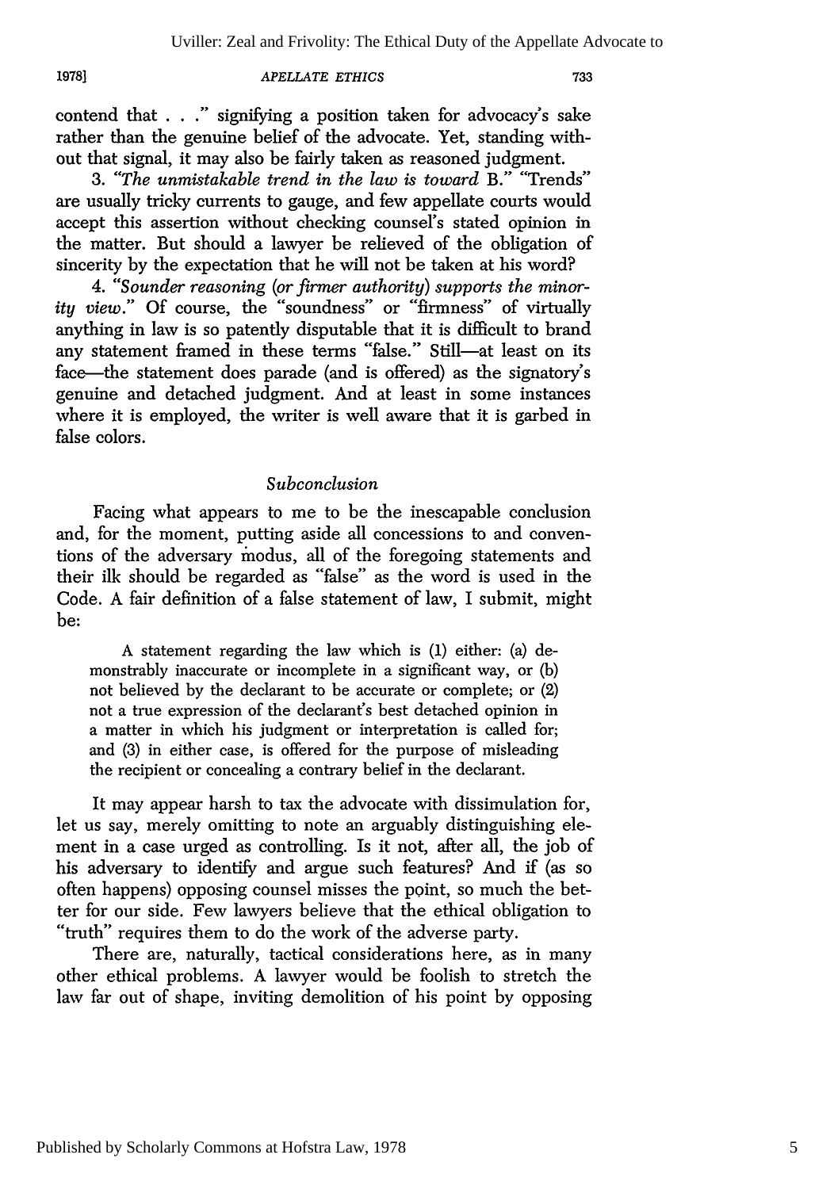contend that . . ." signifying a position taken for advocacy's sake rather than the genuine belief of the advocate. Yet, standing without that signal, it may also be fairly taken as reasoned judgment.

3. *"The unmistakable trend in the law is toward* B." "Trends" are usually tricky currents to gauge, and few appellate courts would accept this assertion without checking counsel's stated opinion in the matter. But should a lawyer be relieved of the obligation of sincerity by the expectation that he will not be taken at his word?

4. *"Sounder reasoning (or firmer authority) supports the minority view."* Of course, the "soundness" or "firmness" of virtually anything in law is so patently disputable that it is difficult to brand any statement framed in these terms "false." Still—at least on its face—the statement does parade (and is offered) as the signatory's genuine and detached judgment. And at least in some instances where it is employed, the writer is well aware that it is garbed in false colors.

### *Subconclusion*

Facing what appears to me to be the inescapable conclusion and, for the moment, putting aside all concessions to and conventions of the adversary modus, all of the foregoing statements and their ilk should be regarded as "false" as the word is used in the Code. A fair definition of a false statement of law, I submit, might be:

> A statement regarding the law which is (1) either: (a) demonstrably inaccurate or incomplete in a significant way, or (b) not believed by the declarant to be accurate or complete; or (2) not a true expression of the declarant's best detached opinion in a matter in which his judgment or interpretation is called for; and (3) in either case, is offered for the purpose of misleading the recipient or concealing a contrary belief in the declarant.

It may appear harsh to tax the advocate with dissimulation for, let us say, merely omitting to note an arguably distinguishing element in a case urged as controlling. Is it not, after all, the job of his adversary to identify and argue such features? And if (as so often happens) opposing counsel misses the point, so much the better for our side. Few lawyers believe that the ethical obligation to "truth" requires them to do the work of the adverse party.

There are, naturally, tactical considerations here, as in many other ethical problems. A lawyer would be foolish to stretch the law far out of shape, inviting demolition of his point by opposing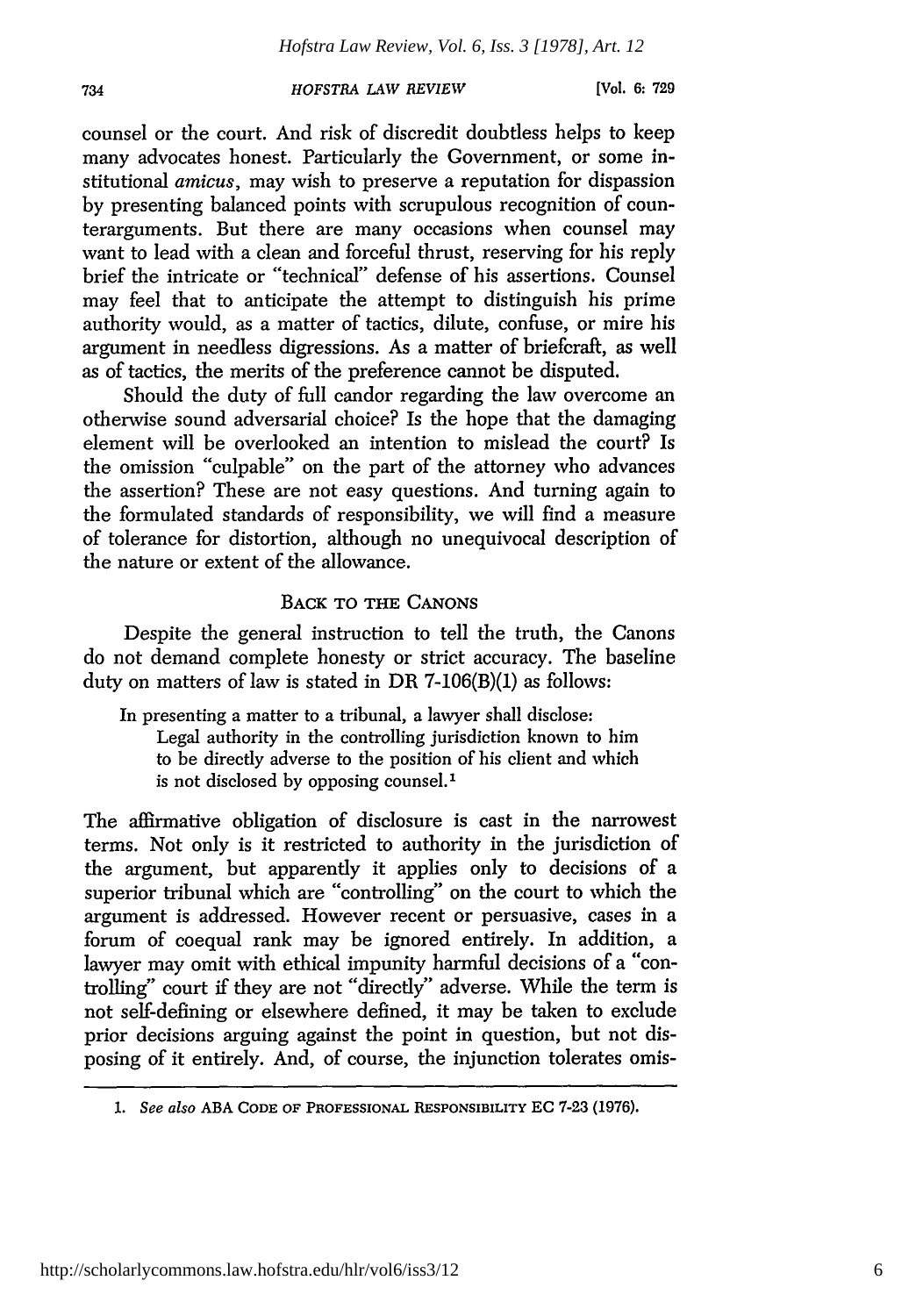counsel or the court. And risk of discredit doubtless helps to keep many advocates honest. Particularly the Government, or some institutional *amicus*, may wish to preserve a reputation for dispassion by presenting balanced points with scrupulous recognition of counterarguments. But there are many occasions when counsel may want to lead with a clean and forceful thrust, reserving for his reply brief the intricate or "technical" defense of his assertions. Counsel may feel that to anticipate the attempt to distinguish his prime authority would, as a matter of tactics, dilute, confuse, or mire his argument in needless digressions. As a matter of briefcraft, as well as of tactics, the merits of the preference cannot be disputed.

Should the duty of full candor regarding the law overcome an otherwise sound adversarial choice? Is the hope that the damaging element will be overlooked an intention to mislead the court? Is the omission "culpable" on the part of the attorney who advances the assertion? These are not easy questions. And turning again to the formulated standards of responsibility, we will find a measure of tolerance for distortion, although no unequivocal description of the nature or extent of the allowance.

## BACK TO THE CANONS

Despite the general instruction to tell the truth, the Canons do not demand complete honesty or strict accuracy. The baseline duty on matters of law is stated in DR 7-106(B)(1) as follows:

> In presenting a matter to a tribunal, a lawyer shall disclose:
> Legal authority in the controlling jurisdiction known to him to be directly adverse to the position of his client and which is not disclosed by opposing counsel.[1]

The affirmative obligation of disclosure is cast in the narrowest terms. Not only is it restricted to authority in the jurisdiction of the argument, but apparently it applies only to decisions of a superior tribunal which are "controlling" on the court to which the argument is addressed. However recent or persuasive, cases in a forum of coequal rank may be ignored entirely. In addition, a lawyer may omit with ethical impunity harmful decisions of a "controlling" court if they are not "directly" adverse. While the term is not self-defining or elsewhere defined, it may be taken to exclude prior decisions arguing against the point in question, but not disposing of it entirely. And, of course, the injunction tolerates omis-

1. *See also* ABA CODE OF PROFESSIONAL RESPONSIBILITY EC 7-23 (1976).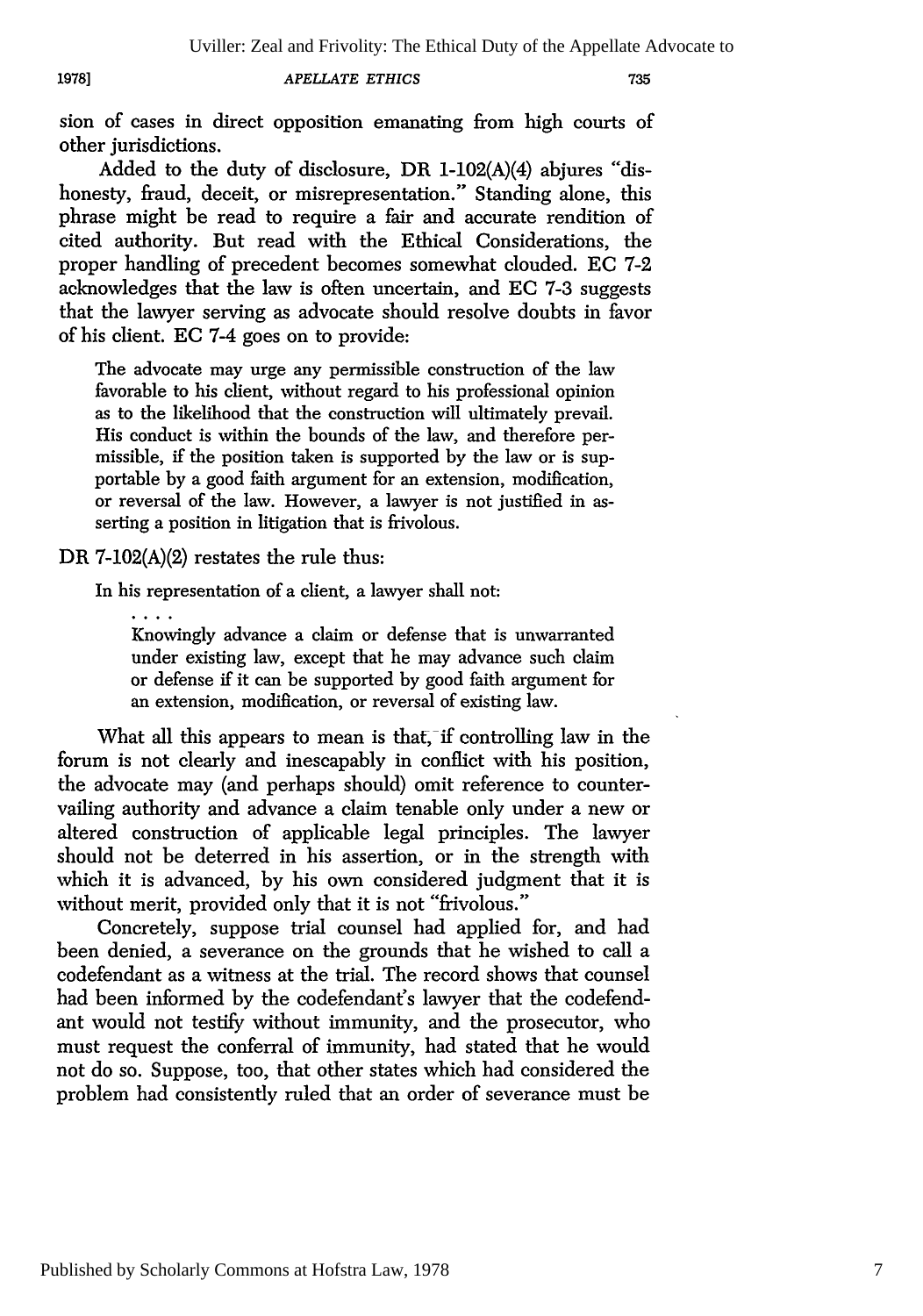sion of cases in direct opposition emanating from high courts of other jurisdictions.

Added to the duty of disclosure, DR 1-102(A)(4) abjures "dishonesty, fraud, deceit, or misrepresentation." Standing alone, this phrase might be read to require a fair and accurate rendition of cited authority. But read with the Ethical Considerations, the proper handling of precedent becomes somewhat clouded. EC 7-2 acknowledges that the law is often uncertain, and EC 7-3 suggests that the lawyer serving as advocate should resolve doubts in favor of his client. EC 7-4 goes on to provide:

> The advocate may urge any permissible construction of the law favorable to his client, without regard to his professional opinion as to the likelihood that the construction will ultimately prevail. His conduct is within the bounds of the law, and therefore permissible, if the position taken is supported by the law or is supportable by a good faith argument for an extension, modification, or reversal of the law. However, a lawyer is not justified in asserting a position in litigation that is frivolous.

DR 7-102(A)(2) restates the rule thus:

> In his representation of a client, a lawyer shall not:
>
> . . . .
>
> Knowingly advance a claim or defense that is unwarranted under existing law, except that he may advance such claim or defense if it can be supported by good faith argument for an extension, modification, or reversal of existing law.

What all this appears to mean is that, if controlling law in the forum is not clearly and inescapably in conflict with his position, the advocate may (and perhaps should) omit reference to countervailing authority and advance a claim tenable only under a new or altered construction of applicable legal principles. The lawyer should not be deterred in his assertion, or in the strength with which it is advanced, by his own considered judgment that it is without merit, provided only that it is not "frivolous."

Concretely, suppose trial counsel had applied for, and had been denied, a severance on the grounds that he wished to call a codefendant as a witness at the trial. The record shows that counsel had been informed by the codefendant's lawyer that the codefendant would not testify without immunity, and the prosecutor, who must request the conferral of immunity, had stated that he would not do so. Suppose, too, that other states which had considered the problem had consistently ruled that an order of severance must be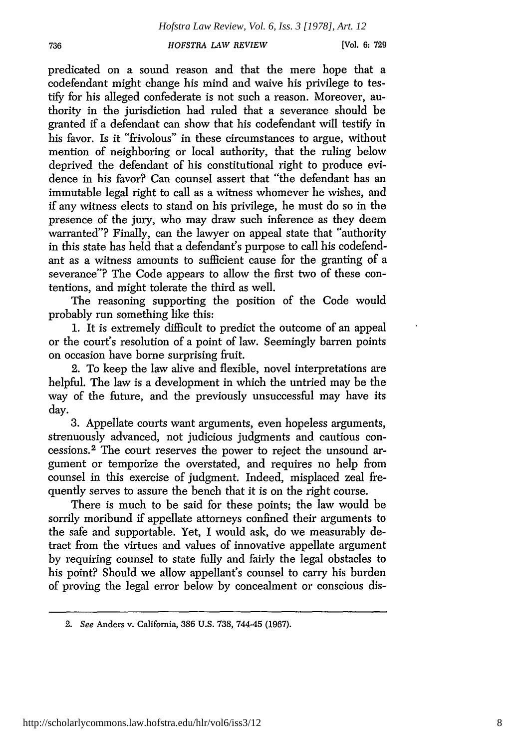predicated on a sound reason and that the mere hope that a codefendant might change his mind and waive his privilege to testify for his alleged confederate is not such a reason. Moreover, authority in the jurisdiction had ruled that a severance should be granted if a defendant can show that his codefendant will testify in his favor. Is it "frivolous" in these circumstances to argue, without mention of neighboring or local authority, that the ruling below deprived the defendant of his constitutional right to produce evidence in his favor? Can counsel assert that "the defendant has an immutable legal right to call as a witness whomever he wishes, and if any witness elects to stand on his privilege, he must do so in the presence of the jury, who may draw such inference as they deem warranted"? Finally, can the lawyer on appeal state that "authority in this state has held that a defendant's purpose to call his codefendant as a witness amounts to sufficient cause for the granting of a severance"? The Code appears to allow the first two of these contentions, and might tolerate the third as well.

The reasoning supporting the position of the Code would probably run something like this:

1. It is extremely difficult to predict the outcome of an appeal or the court's resolution of a point of law. Seemingly barren points on occasion have borne surprising fruit.

2. To keep the law alive and flexible, novel interpretations are helpful. The law is a development in which the untried may be the way of the future, and the previously unsuccessful may have its day.

3. Appellate courts want arguments, even hopeless arguments, strenuously advanced, not judicious judgments and cautious concessions.[2] The court reserves the power to reject the unsound argument or temporize the overstated, and requires no help from counsel in this exercise of judgment. Indeed, misplaced zeal frequently serves to assure the bench that it is on the right course.

There is much to be said for these points; the law would be sorrily moribund if appellate attorneys confined their arguments to the safe and supportable. Yet, I would ask, do we measurably detract from the virtues and values of innovative appellate argument by requiring counsel to state fully and fairly the legal obstacles to his point? Should we allow appellant's counsel to carry his burden of proving the legal error below by concealment or conscious dis-

---

2. *See* Anders v. California, 386 U.S. 738, 744-45 (1967).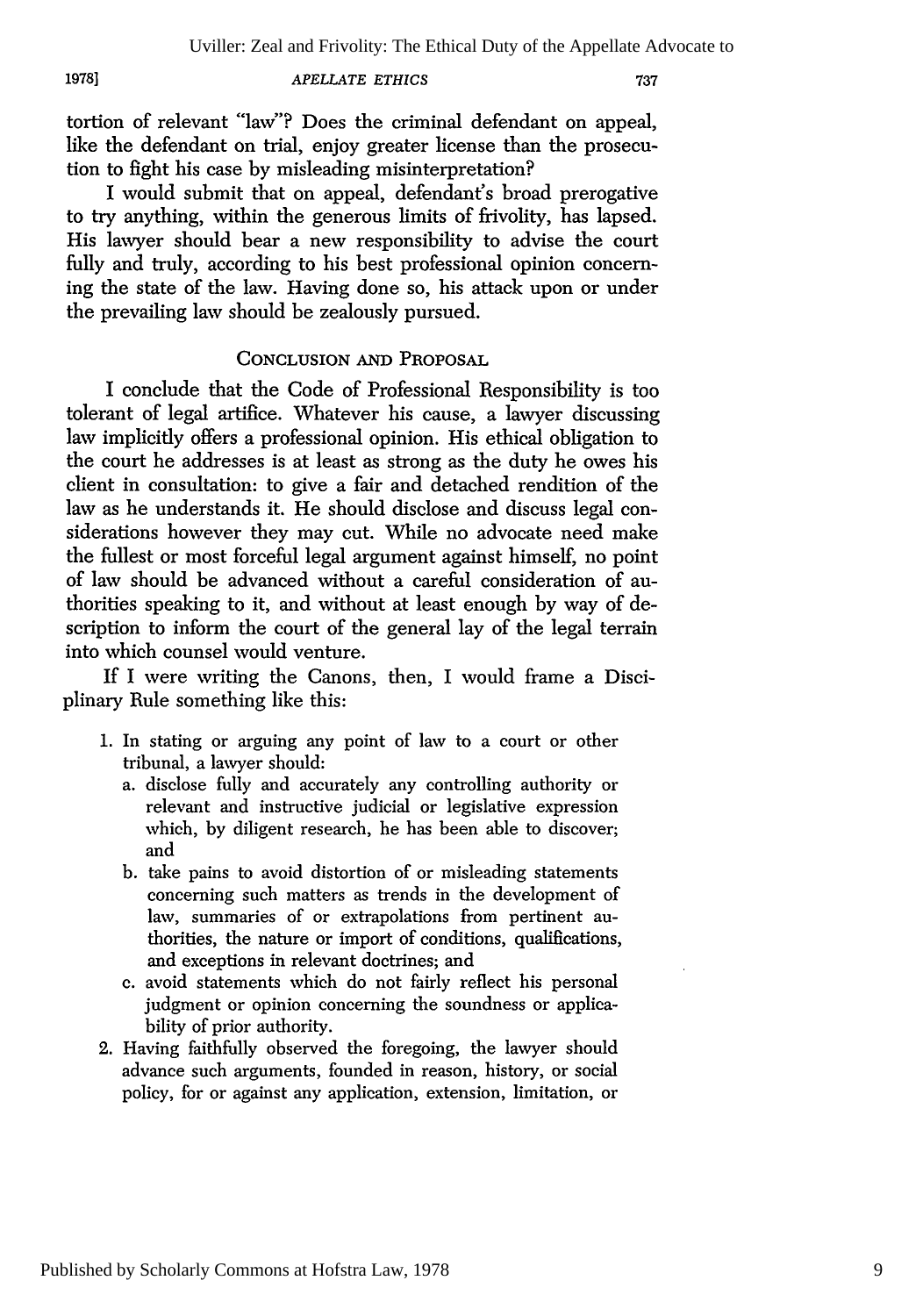tortion of relevant "law"? Does the criminal defendant on appeal, like the defendant on trial, enjoy greater license than the prosecution to fight his case by misleading misinterpretation?

I would submit that on appeal, defendant's broad prerogative to try anything, within the generous limits of frivolity, has lapsed. His lawyer should bear a new responsibility to advise the court fully and truly, according to his best professional opinion concerning the state of the law. Having done so, his attack upon or under the prevailing law should be zealously pursued.

## CONCLUSION AND PROPOSAL

I conclude that the Code of Professional Responsibility is too tolerant of legal artifice. Whatever his cause, a lawyer discussing law implicitly offers a professional opinion. His ethical obligation to the court he addresses is at least as strong as the duty he owes his client in consultation: to give a fair and detached rendition of the law as he understands it. He should disclose and discuss legal considerations however they may cut. While no advocate need make the fullest or most forceful legal argument against himself, no point of law should be advanced without a careful consideration of authorities speaking to it, and without at least enough by way of description to inform the court of the general lay of the legal terrain into which counsel would venture.

If I were writing the Canons, then, I would frame a Disciplinary Rule something like this:

1. In stating or arguing any point of law to a court or other tribunal, a lawyer should:
   a. disclose fully and accurately any controlling authority or relevant and instructive judicial or legislative expression which, by diligent research, he has been able to discover; and
   b. take pains to avoid distortion of or misleading statements concerning such matters as trends in the development of law, summaries of or extrapolations from pertinent authorities, the nature or import of conditions, qualifications, and exceptions in relevant doctrines; and
   c. avoid statements which do not fairly reflect his personal judgment or opinion concerning the soundness or applicability of prior authority.
2. Having faithfully observed the foregoing, the lawyer should advance such arguments, founded in reason, history, or social policy, for or against any application, extension, limitation, or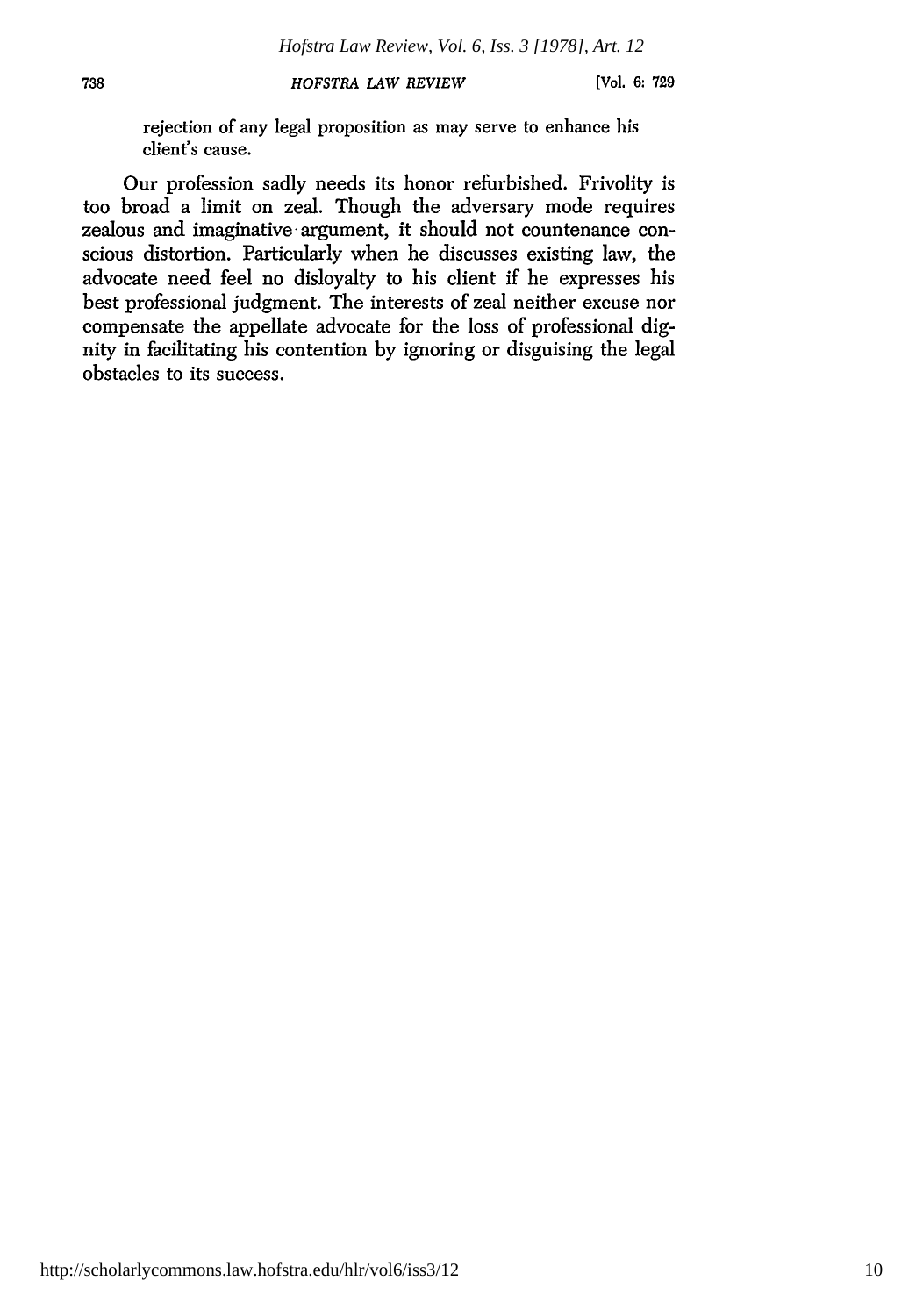rejection of any legal proposition as may serve to enhance his client's cause.

Our profession sadly needs its honor refurbished. Frivolity is too broad a limit on zeal. Though the adversary mode requires zealous and imaginative argument, it should not countenance conscious distortion. Particularly when he discusses existing law, the advocate need feel no disloyalty to his client if he expresses his best professional judgment. The interests of zeal neither excuse nor compensate the appellate advocate for the loss of professional dignity in facilitating his contention by ignoring or disguising the legal obstacles to its success.